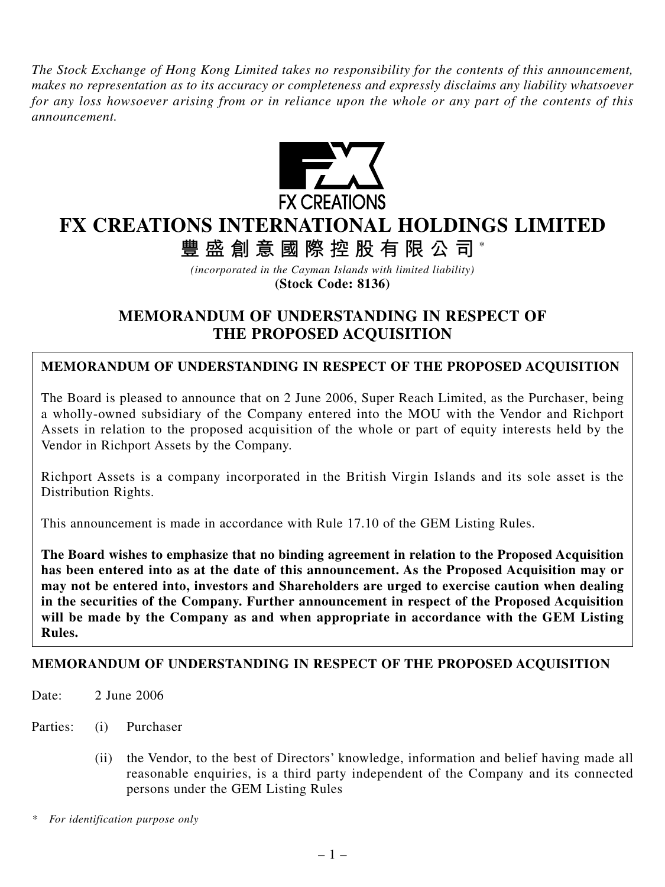*The Stock Exchange of Hong Kong Limited takes no responsibility for the contents of this announcement, makes no representation as to its accuracy or completeness and expressly disclaims any liability whatsoever for any loss howsoever arising from or in reliance upon the whole or any part of the contents of this announcement.*

FX CREATIONS

# FX CREATIONS INTERNATIONAL HOLDINGS LIMITED

# 豐盛創意國際控股有限公司 *

*(incorporated in the Cayman Islands with limited liability)*

**(Stock Code: 8136)**

## MEMORANDUM OF UNDERSTANDING IN RESPECT OF THE PROPOSED ACQUISITION

**MEMORANDUM OF UNDERSTANDING IN RESPECT OF THE PROPOSED ACQUISITION**

The Board is pleased to announce that on 2 June 2006, Super Reach Limited, as the Purchaser, being a wholly-owned subsidiary of the Company entered into the MOU with the Vendor and Richport Assets in relation to the proposed acquisition of the whole or part of equity interests held by the Vendor in Richport Assets by the Company.

Richport Assets is a company incorporated in the British Virgin Islands and its sole asset is the Distribution Rights.

This announcement is made in accordance with Rule 17.10 of the GEM Listing Rules.

**The Board wishes to emphasize that no binding agreement in relation to the Proposed Acquisition has been entered into as at the date of this announcement. As the Proposed Acquisition may or may not be entered into, investors and Shareholders are urged to exercise caution when dealing in the securities of the Company. Further announcement in respect of the Proposed Acquisition will be made by the Company as and when appropriate in accordance with the GEM Listing Rules.**

### MEMORANDUM OF UNDERSTANDING IN RESPECT OF THE PROPOSED ACQUISITION

Date: 2 June 2006

Parties: (i) Purchaser

(ii) the Vendor, to the best of Directors' knowledge, information and belief having made all reasonable enquiries, is a third party independent of the Company and its connected persons under the GEM Listing Rules

\* *For identification purpose only*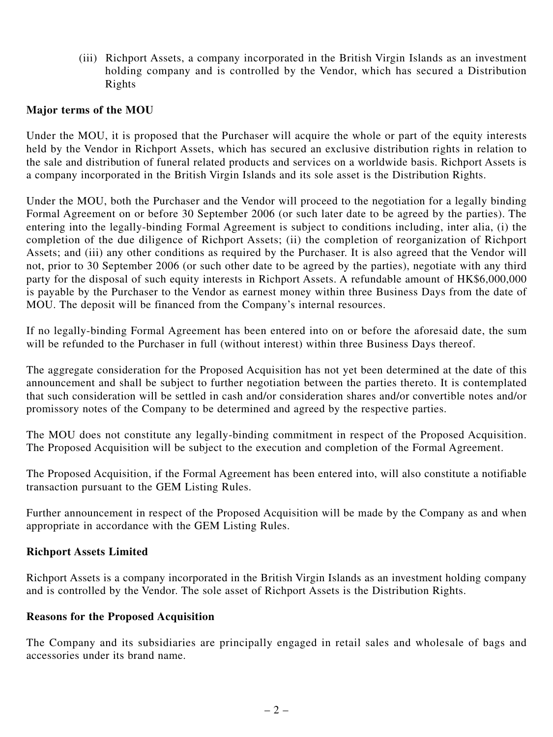(iii) Richport Assets, a company incorporated in the British Virgin Islands as an investment holding company and is controlled by the Vendor, which has secured a Distribution Rights

**Major terms of the MOU**

Under the MOU, it is proposed that the Purchaser will acquire the whole or part of the equity interests held by the Vendor in Richport Assets, which has secured an exclusive distribution rights in relation to the sale and distribution of funeral related products and services on a worldwide basis. Richport Assets is a company incorporated in the British Virgin Islands and its sole asset is the Distribution Rights.

Under the MOU, both the Purchaser and the Vendor will proceed to the negotiation for a legally binding Formal Agreement on or before 30 September 2006 (or such later date to be agreed by the parties). The entering into the legally-binding Formal Agreement is subject to conditions including, inter alia, (i) the completion of the due diligence of Richport Assets; (ii) the completion of reorganization of Richport Assets; and (iii) any other conditions as required by the Purchaser. It is also agreed that the Vendor will not, prior to 30 September 2006 (or such other date to be agreed by the parties), negotiate with any third party for the disposal of such equity interests in Richport Assets. A refundable amount of HK$6,000,000 is payable by the Purchaser to the Vendor as earnest money within three Business Days from the date of MOU. The deposit will be financed from the Company's internal resources.

If no legally-binding Formal Agreement has been entered into on or before the aforesaid date, the sum will be refunded to the Purchaser in full (without interest) within three Business Days thereof.

The aggregate consideration for the Proposed Acquisition has not yet been determined at the date of this announcement and shall be subject to further negotiation between the parties thereto. It is contemplated that such consideration will be settled in cash and/or consideration shares and/or convertible notes and/or promissory notes of the Company to be determined and agreed by the respective parties.

The MOU does not constitute any legally-binding commitment in respect of the Proposed Acquisition. The Proposed Acquisition will be subject to the execution and completion of the Formal Agreement.

The Proposed Acquisition, if the Formal Agreement has been entered into, will also constitute a notifiable transaction pursuant to the GEM Listing Rules.

Further announcement in respect of the Proposed Acquisition will be made by the Company as and when appropriate in accordance with the GEM Listing Rules.

**Richport Assets Limited**

Richport Assets is a company incorporated in the British Virgin Islands as an investment holding company and is controlled by the Vendor. The sole asset of Richport Assets is the Distribution Rights.

**Reasons for the Proposed Acquisition**

The Company and its subsidiaries are principally engaged in retail sales and wholesale of bags and accessories under its brand name.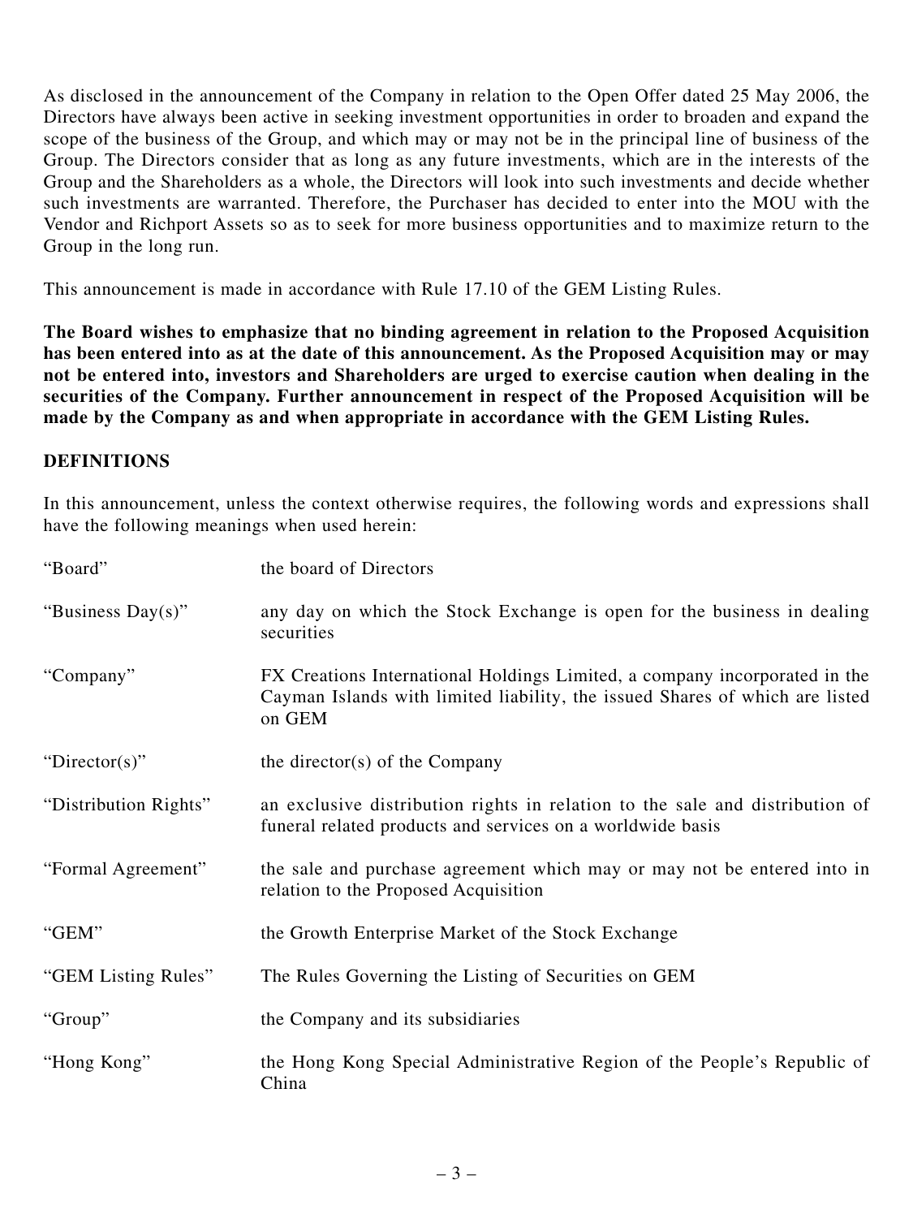As disclosed in the announcement of the Company in relation to the Open Offer dated 25 May 2006, the Directors have always been active in seeking investment opportunities in order to broaden and expand the scope of the business of the Group, and which may or may not be in the principal line of business of the Group. The Directors consider that as long as any future investments, which are in the interests of the Group and the Shareholders as a whole, the Directors will look into such investments and decide whether such investments are warranted. Therefore, the Purchaser has decided to enter into the MOU with the Vendor and Richport Assets so as to seek for more business opportunities and to maximize return to the Group in the long run.

This announcement is made in accordance with Rule 17.10 of the GEM Listing Rules.

**The Board wishes to emphasize that no binding agreement in relation to the Proposed Acquisition has been entered into as at the date of this announcement. As the Proposed Acquisition may or may not be entered into, investors and Shareholders are urged to exercise caution when dealing in the securities of the Company. Further announcement in respect of the Proposed Acquisition will be made by the Company as and when appropriate in accordance with the GEM Listing Rules.**

## DEFINITIONS

In this announcement, unless the context otherwise requires, the following words and expressions shall have the following meanings when used herein:

| | |
|---|---|
| "Board" | the board of Directors |
| "Business Day(s)" | any day on which the Stock Exchange is open for the business in dealing securities |
| "Company" | FX Creations International Holdings Limited, a company incorporated in the Cayman Islands with limited liability, the issued Shares of which are listed on GEM |
| "Director(s)" | the director(s) of the Company |
| "Distribution Rights" | an exclusive distribution rights in relation to the sale and distribution of funeral related products and services on a worldwide basis |
| "Formal Agreement" | the sale and purchase agreement which may or may not be entered into in relation to the Proposed Acquisition |
| "GEM" | the Growth Enterprise Market of the Stock Exchange |
| "GEM Listing Rules" | The Rules Governing the Listing of Securities on GEM |
| "Group" | the Company and its subsidiaries |
| "Hong Kong" | the Hong Kong Special Administrative Region of the People's Republic of China |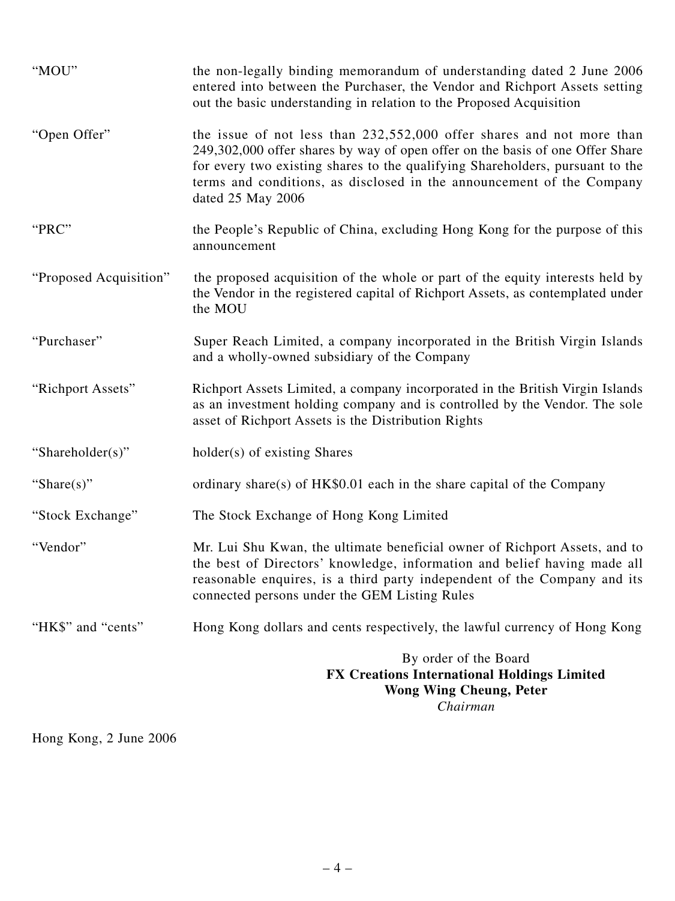| | |
|---|---|
| "MOU" | the non-legally binding memorandum of understanding dated 2 June 2006 entered into between the Purchaser, the Vendor and Richport Assets setting out the basic understanding in relation to the Proposed Acquisition |
| "Open Offer" | the issue of not less than 232,552,000 offer shares and not more than 249,302,000 offer shares by way of open offer on the basis of one Offer Share for every two existing shares to the qualifying Shareholders, pursuant to the terms and conditions, as disclosed in the announcement of the Company dated 25 May 2006 |
| "PRC" | the People's Republic of China, excluding Hong Kong for the purpose of this announcement |
| "Proposed Acquisition" | the proposed acquisition of the whole or part of the equity interests held by the Vendor in the registered capital of Richport Assets, as contemplated under the MOU |
| "Purchaser" | Super Reach Limited, a company incorporated in the British Virgin Islands and a wholly-owned subsidiary of the Company |
| "Richport Assets" | Richport Assets Limited, a company incorporated in the British Virgin Islands as an investment holding company and is controlled by the Vendor. The sole asset of Richport Assets is the Distribution Rights |
| "Shareholder(s)" | holder(s) of existing Shares |
| "Share(s)" | ordinary share(s) of HK$0.01 each in the share capital of the Company |
| "Stock Exchange" | The Stock Exchange of Hong Kong Limited |
| "Vendor" | Mr. Lui Shu Kwan, the ultimate beneficial owner of Richport Assets, and to the best of Directors' knowledge, information and belief having made all reasonable enquires, is a third party independent of the Company and its connected persons under the GEM Listing Rules |
| "HK$" and "cents" | Hong Kong dollars and cents respectively, the lawful currency of Hong Kong |

By order of the Board
**FX Creations International Holdings Limited**
**Wong Wing Cheung, Peter**
*Chairman*

Hong Kong, 2 June 2006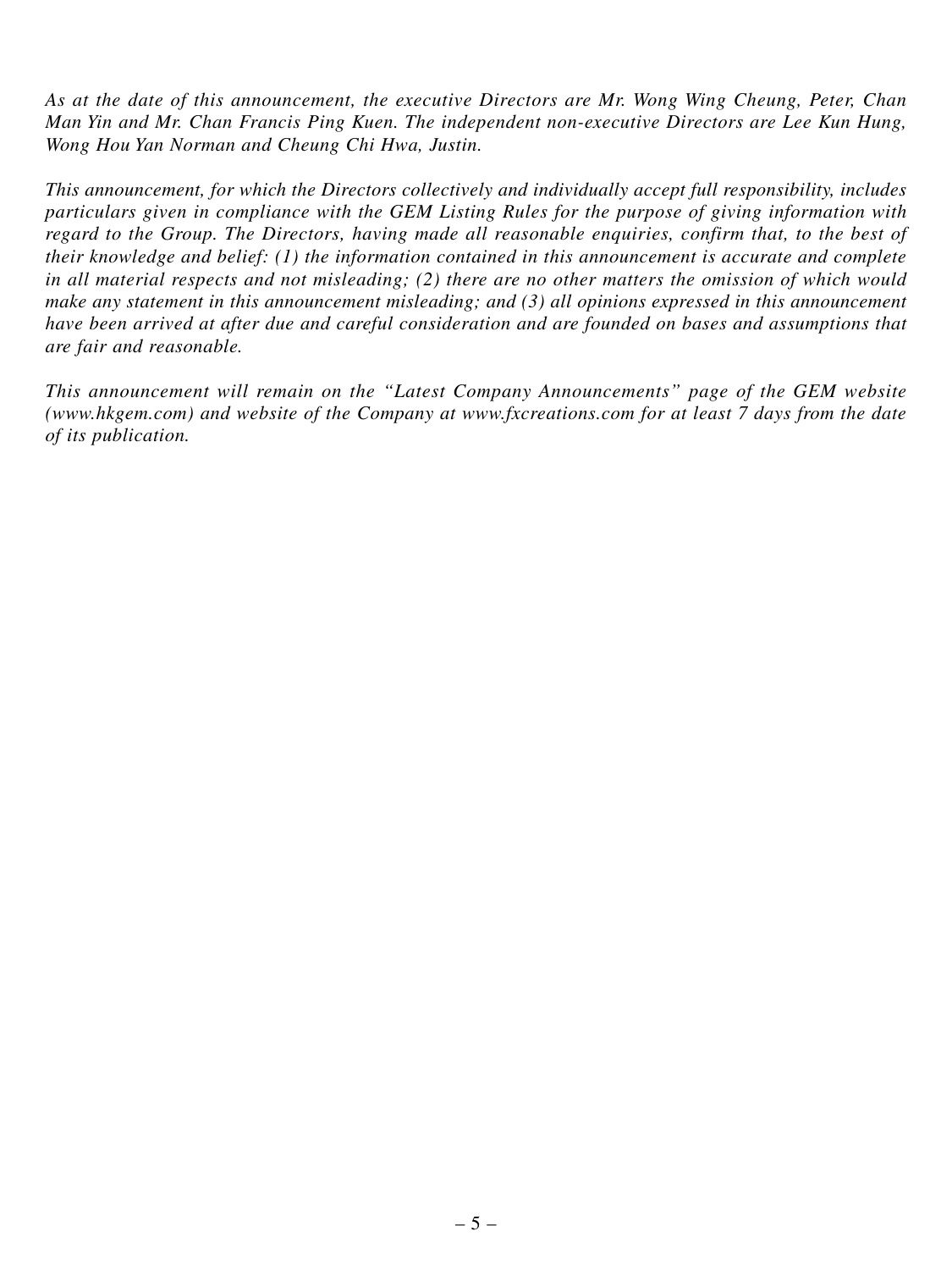*As at the date of this announcement, the executive Directors are Mr. Wong Wing Cheung, Peter, Chan Man Yin and Mr. Chan Francis Ping Kuen. The independent non-executive Directors are Lee Kun Hung, Wong Hou Yan Norman and Cheung Chi Hwa, Justin.*

*This announcement, for which the Directors collectively and individually accept full responsibility, includes particulars given in compliance with the GEM Listing Rules for the purpose of giving information with regard to the Group. The Directors, having made all reasonable enquiries, confirm that, to the best of their knowledge and belief: (1) the information contained in this announcement is accurate and complete in all material respects and not misleading; (2) there are no other matters the omission of which would make any statement in this announcement misleading; and (3) all opinions expressed in this announcement have been arrived at after due and careful consideration and are founded on bases and assumptions that are fair and reasonable.*

*This announcement will remain on the "Latest Company Announcements" page of the GEM website (www.hkgem.com) and website of the Company at www.fxcreations.com for at least 7 days from the date of its publication.*